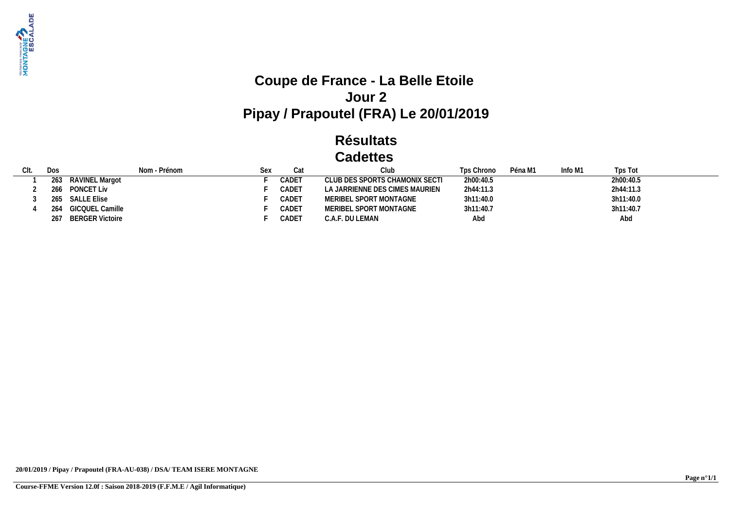# Coupe de France - La Belle Etoile
## Jour 2
## Pipay / Prapoutel (FRA) Le 20/01/2019

## Résultats
## Cadettes

| Clt. | Dos | Nom - Prénom | Sex | Cat | Club | Tps Chrono | Péna M1 | Info M1 | Tps Tot |
|---|---|---|---|---|---|---|---|---|---|
| 1 | 263 | RAVINEL Margot | F | CADET | CLUB DES SPORTS CHAMONIX SECTI | 2h00:40.5 | | | 2h00:40.5 |
| 2 | 266 | PONCET Liv | F | CADET | LA JARRIENNE DES CIMES MAURIEN | 2h44:11.3 | | | 2h44:11.3 |
| 3 | 265 | SALLE Elise | F | CADET | MERIBEL SPORT MONTAGNE | 3h11:40.0 | | | 3h11:40.0 |
| 4 | 264 | GICQUEL Camille | F | CADET | MERIBEL SPORT MONTAGNE | 3h11:40.7 | | | 3h11:40.7 |
| | 267 | BERGER Victoire | F | CADET | C.A.F. DU LEMAN | Abd | | | Abd |

**20/01/2019 / Pipay / Prapoutel (FRA-AU-038) / DSA/ TEAM ISERE MONTAGNE**

**Course-FFME Version 12.0f : Saison 2018-2019 (F.F.M.E / Agil Informatique)**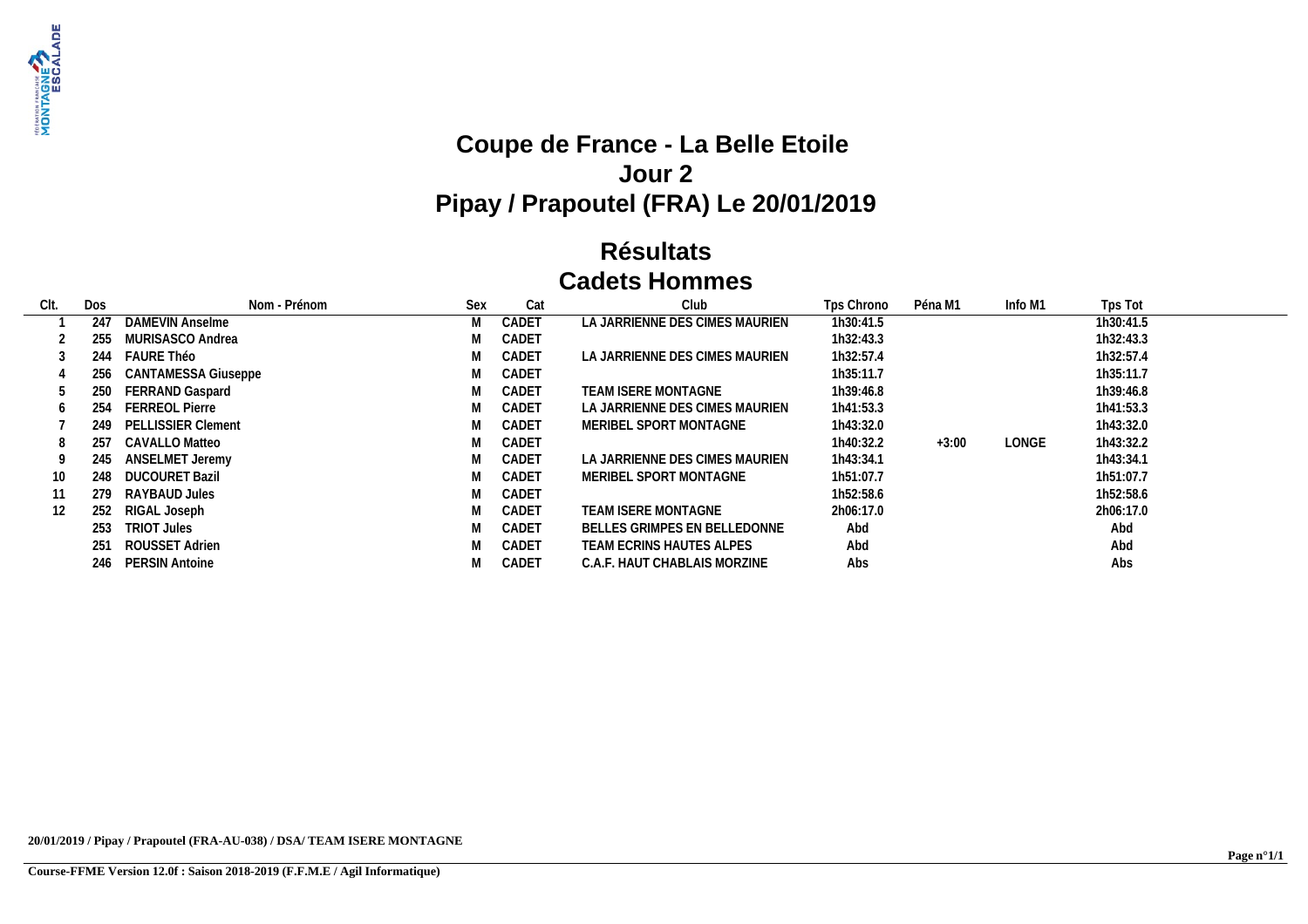# Coupe de France - La Belle Etoile
# Jour 2
# Pipay / Prapoutel (FRA) Le 20/01/2019

## Résultats
## Cadets Hommes

| Clt. | Dos | Nom - Prénom | Sex | Cat | Club | Tps Chrono | Péna M1 | Info M1 | Tps Tot |
|---|---|---|---|---|---|---|---|---|---|
| 1 | 247 | DAMEVIN Anselme | M | CADET | LA JARRIENNE DES CIMES MAURIEN | 1h30:41.5 | | | 1h30:41.5 |
| 2 | 255 | MURISASCO Andrea | M | CADET | | 1h32:43.3 | | | 1h32:43.3 |
| 3 | 244 | FAURE Théo | M | CADET | LA JARRIENNE DES CIMES MAURIEN | 1h32:57.4 | | | 1h32:57.4 |
| 4 | 256 | CANTAMESSA Giuseppe | M | CADET | | 1h35:11.7 | | | 1h35:11.7 |
| 5 | 250 | FERRAND Gaspard | M | CADET | TEAM ISERE MONTAGNE | 1h39:46.8 | | | 1h39:46.8 |
| 6 | 254 | FERREOL Pierre | M | CADET | LA JARRIENNE DES CIMES MAURIEN | 1h41:53.3 | | | 1h41:53.3 |
| 7 | 249 | PELLISSIER Clement | M | CADET | MERIBEL SPORT MONTAGNE | 1h43:32.0 | | | 1h43:32.0 |
| 8 | 257 | CAVALLO Matteo | M | CADET | | 1h40:32.2 | +3:00 | LONGE | 1h43:32.2 |
| 9 | 245 | ANSELMET Jeremy | M | CADET | LA JARRIENNE DES CIMES MAURIEN | 1h43:34.1 | | | 1h43:34.1 |
| 10 | 248 | DUCOURET Bazil | M | CADET | MERIBEL SPORT MONTAGNE | 1h51:07.7 | | | 1h51:07.7 |
| 11 | 279 | RAYBAUD Jules | M | CADET | | 1h52:58.6 | | | 1h52:58.6 |
| 12 | 252 | RIGAL Joseph | M | CADET | TEAM ISERE MONTAGNE | 2h06:17.0 | | | 2h06:17.0 |
| | 253 | TRIOT Jules | M | CADET | BELLES GRIMPES EN BELLEDONNE | Abd | | | Abd |
| | 251 | ROUSSET Adrien | M | CADET | TEAM ECRINS HAUTES ALPES | Abd | | | Abd |
| | 246 | PERSIN Antoine | M | CADET | C.A.F. HAUT CHABLAIS MORZINE | Abs | | | Abs |

**20/01/2019 / Pipay / Prapoutel (FRA-AU-038) / DSA/ TEAM ISERE MONTAGNE**

**Course-FFME Version 12.0f : Saison 2018-2019 (F.F.M.E / Agil Informatique)**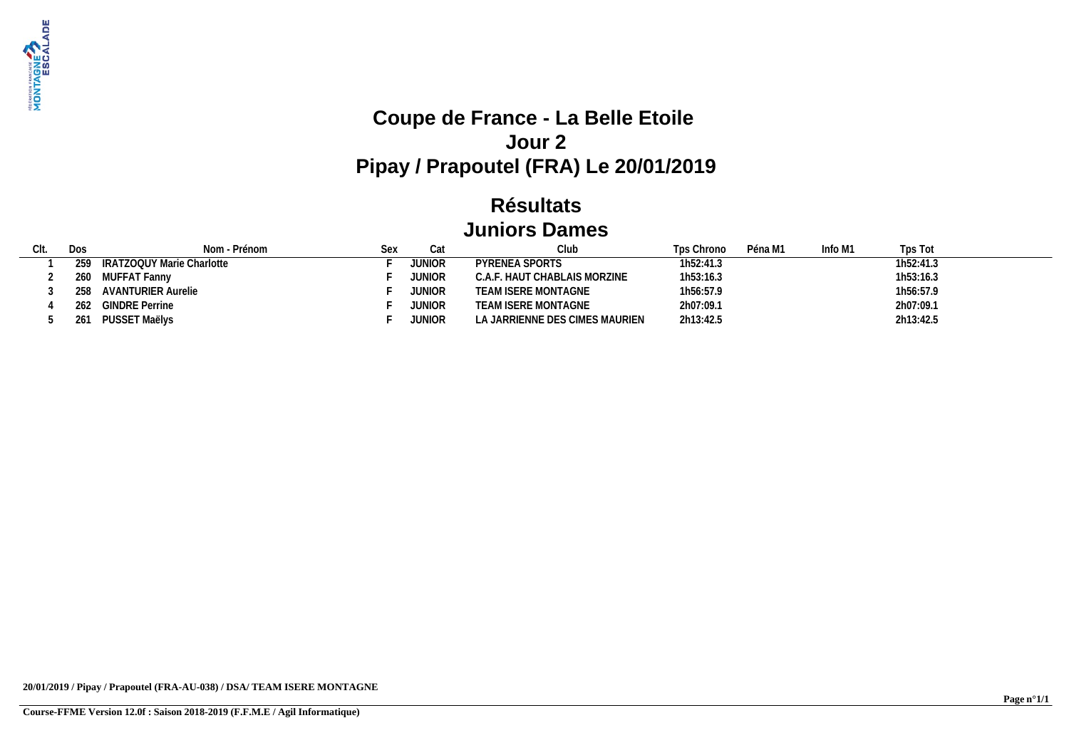# Coupe de France - La Belle Etoile
## Jour 2
## Pipay / Prapoutel (FRA) Le 20/01/2019

## Résultats
## Juniors Dames

| Clt. | Dos | Nom - Prénom | Sex | Cat | Club | Tps Chrono | Péna M1 | Info M1 | Tps Tot |
|---|---|---|---|---|---|---|---|---|---|
| 1 | 259 | IRATZOQUY Marie Charlotte | F | JUNIOR | PYRENEA SPORTS | 1h52:41.3 | | | 1h52:41.3 |
| 2 | 260 | MUFFAT Fanny | F | JUNIOR | C.A.F. HAUT CHABLAIS MORZINE | 1h53:16.3 | | | 1h53:16.3 |
| 3 | 258 | AVANTURIER Aurelie | F | JUNIOR | TEAM ISERE MONTAGNE | 1h56:57.9 | | | 1h56:57.9 |
| 4 | 262 | GINDRE Perrine | F | JUNIOR | TEAM ISERE MONTAGNE | 2h07:09.1 | | | 2h07:09.1 |
| 5 | 261 | PUSSET Maëlys | F | JUNIOR | LA JARRIENNE DES CIMES MAURIEN | 2h13:42.5 | | | 2h13:42.5 |

**20/01/2019 / Pipay / Prapoutel (FRA-AU-038) / DSA/ TEAM ISERE MONTAGNE**

**Course-FFME Version 12.0f : Saison 2018-2019 (F.F.M.E / Agil Informatique)**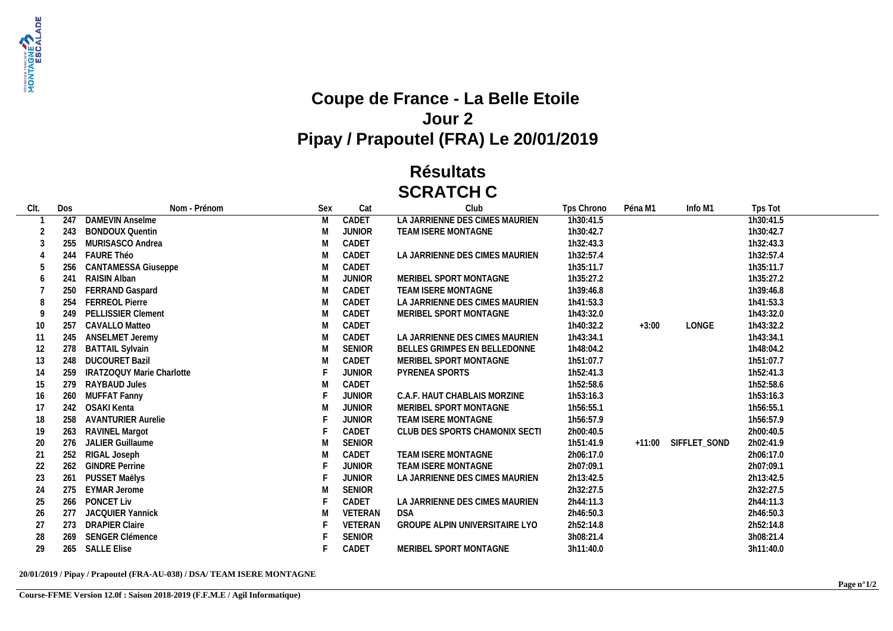# Coupe de France - La Belle Etoile

## Jour 2

## Pipay / Prapoutel (FRA) Le 20/01/2019

## Résultats

## SCRATCH C

| Clt. | Dos | Nom - Prénom | Sex | Cat | Club | Tps Chrono | Péna M1 | Info M1 | Tps Tot |
|---|---|---|---|---|---|---|---|---|---|
| 1 | 247 | DAMEVIN Anselme | M | CADET | LA JARRIENNE DES CIMES MAURIEN | 1h30:41.5 | | | 1h30:41.5 |
| 2 | 243 | BONDOUX Quentin | M | JUNIOR | TEAM ISERE MONTAGNE | 1h30:42.7 | | | 1h30:42.7 |
| 3 | 255 | MURISASCO Andrea | M | CADET | | 1h32:43.3 | | | 1h32:43.3 |
| 4 | 244 | FAURE Théo | M | CADET | LA JARRIENNE DES CIMES MAURIEN | 1h32:57.4 | | | 1h32:57.4 |
| 5 | 256 | CANTAMESSA Giuseppe | M | CADET | | 1h35:11.7 | | | 1h35:11.7 |
| 6 | 241 | RAISIN Alban | M | JUNIOR | MERIBEL SPORT MONTAGNE | 1h35:27.2 | | | 1h35:27.2 |
| 7 | 250 | FERRAND Gaspard | M | CADET | TEAM ISERE MONTAGNE | 1h39:46.8 | | | 1h39:46.8 |
| 8 | 254 | FERREOL Pierre | M | CADET | LA JARRIENNE DES CIMES MAURIEN | 1h41:53.3 | | | 1h41:53.3 |
| 9 | 249 | PELLISSIER Clement | M | CADET | MERIBEL SPORT MONTAGNE | 1h43:32.0 | | | 1h43:32.0 |
| 10 | 257 | CAVALLO Matteo | M | CADET | | 1h40:32.2 | +3:00 | LONGE | 1h43:32.2 |
| 11 | 245 | ANSELMET Jeremy | M | CADET | LA JARRIENNE DES CIMES MAURIEN | 1h43:34.1 | | | 1h43:34.1 |
| 12 | 278 | BATTAIL Sylvain | M | SENIOR | BELLES GRIMPES EN BELLEDONNE | 1h48:04.2 | | | 1h48:04.2 |
| 13 | 248 | DUCOURET Bazil | M | CADET | MERIBEL SPORT MONTAGNE | 1h51:07.7 | | | 1h51:07.7 |
| 14 | 259 | IRATZOQUY Marie Charlotte | F | JUNIOR | PYRENEA SPORTS | 1h52:41.3 | | | 1h52:41.3 |
| 15 | 279 | RAYBAUD Jules | M | CADET | | 1h52:58.6 | | | 1h52:58.6 |
| 16 | 260 | MUFFAT Fanny | F | JUNIOR | C.A.F. HAUT CHABLAIS MORZINE | 1h53:16.3 | | | 1h53:16.3 |
| 17 | 242 | OSAKI Kenta | M | JUNIOR | MERIBEL SPORT MONTAGNE | 1h56:55.1 | | | 1h56:55.1 |
| 18 | 258 | AVANTURIER Aurelie | F | JUNIOR | TEAM ISERE MONTAGNE | 1h56:57.9 | | | 1h56:57.9 |
| 19 | 263 | RAVINEL Margot | F | CADET | CLUB DES SPORTS CHAMONIX SECTI | 2h00:40.5 | | | 2h00:40.5 |
| 20 | 276 | JALIER Guillaume | M | SENIOR | | 1h51:41.9 | +11:00 | SIFFLET_SOND | 2h02:41.9 |
| 21 | 252 | RIGAL Joseph | M | CADET | TEAM ISERE MONTAGNE | 2h06:17.0 | | | 2h06:17.0 |
| 22 | 262 | GINDRE Perrine | F | JUNIOR | TEAM ISERE MONTAGNE | 2h07:09.1 | | | 2h07:09.1 |
| 23 | 261 | PUSSET Maëlys | F | JUNIOR | LA JARRIENNE DES CIMES MAURIEN | 2h13:42.5 | | | 2h13:42.5 |
| 24 | 275 | EYMAR Jerome | M | SENIOR | | 2h32:27.5 | | | 2h32:27.5 |
| 25 | 266 | PONCET Liv | F | CADET | LA JARRIENNE DES CIMES MAURIEN | 2h44:11.3 | | | 2h44:11.3 |
| 26 | 277 | JACQUIER Yannick | M | VETERAN | DSA | 2h46:50.3 | | | 2h46:50.3 |
| 27 | 273 | DRAPIER Claire | F | VETERAN | GROUPE ALPIN UNIVERSITAIRE LYO | 2h52:14.8 | | | 2h52:14.8 |
| 28 | 269 | SENGER Clémence | F | SENIOR | | 3h08:21.4 | | | 3h08:21.4 |
| 29 | 265 | SALLE Elise | F | CADET | MERIBEL SPORT MONTAGNE | 3h11:40.0 | | | 3h11:40.0 |

**20/01/2019 / Pipay / Prapoutel (FRA-AU-038) / DSA/ TEAM ISERE MONTAGNE**

**Course-FFME Version 12.0f : Saison 2018-2019 (F.F.M.E / Agil Informatique)**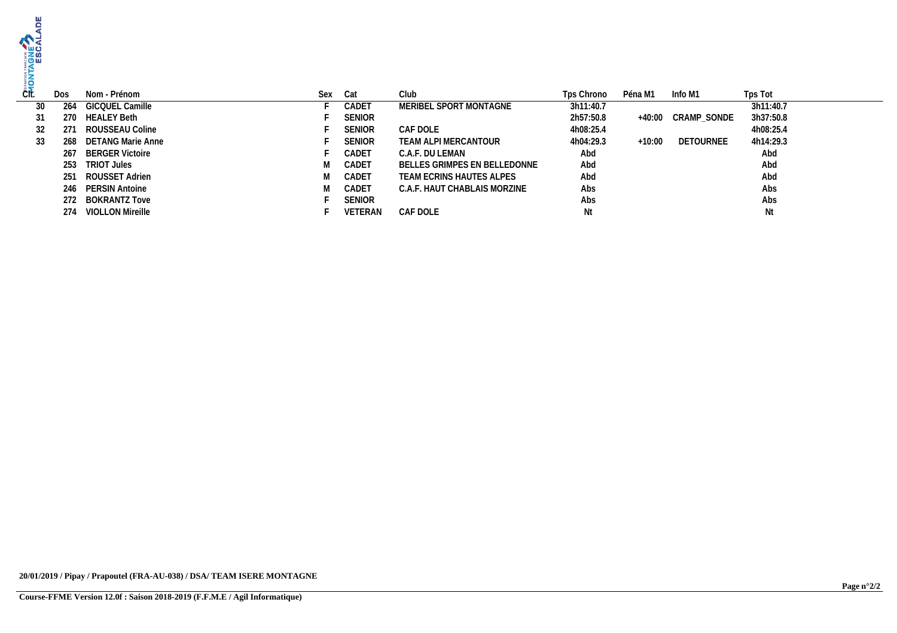| Clt. | Dos | Nom - Prénom | Sex | Cat | Club | Tps Chrono | Péna M1 | Info M1 | Tps Tot |
|---|---|---|---|---|---|---|---|---|---|
| 30 | 264 | GICQUEL Camille | F | CADET | MERIBEL SPORT MONTAGNE | 3h11:40.7 | | | 3h11:40.7 |
| 31 | 270 | HEALEY Beth | F | SENIOR | | 2h57:50.8 | +40:00 | CRAMP_SONDE | 3h37:50.8 |
| 32 | 271 | ROUSSEAU Coline | F | SENIOR | CAF DOLE | 4h08:25.4 | | | 4h08:25.4 |
| 33 | 268 | DETANG Marie Anne | F | SENIOR | TEAM ALPI MERCANTOUR | 4h04:29.3 | +10:00 | DETOURNEE | 4h14:29.3 |
| | 267 | BERGER Victoire | F | CADET | C.A.F. DU LEMAN | Abd | | | Abd |
| | 253 | TRIOT Jules | M | CADET | BELLES GRIMPES EN BELLEDONNE | Abd | | | Abd |
| | 251 | ROUSSET Adrien | M | CADET | TEAM ECRINS HAUTES ALPES | Abd | | | Abd |
| | 246 | PERSIN Antoine | M | CADET | C.A.F. HAUT CHABLAIS MORZINE | Abs | | | Abs |
| | 272 | BOKRANTZ Tove | F | SENIOR | | Abs | | | Abs |
| | 274 | VIOLLON Mireille | F | VETERAN | CAF DOLE | Nt | | | Nt |

**20/01/2019 / Pipay / Prapoutel (FRA-AU-038) / DSA/ TEAM ISERE MONTAGNE**

**Course-FFME Version 12.0f : Saison 2018-2019 (F.F.M.E / Agil Informatique)**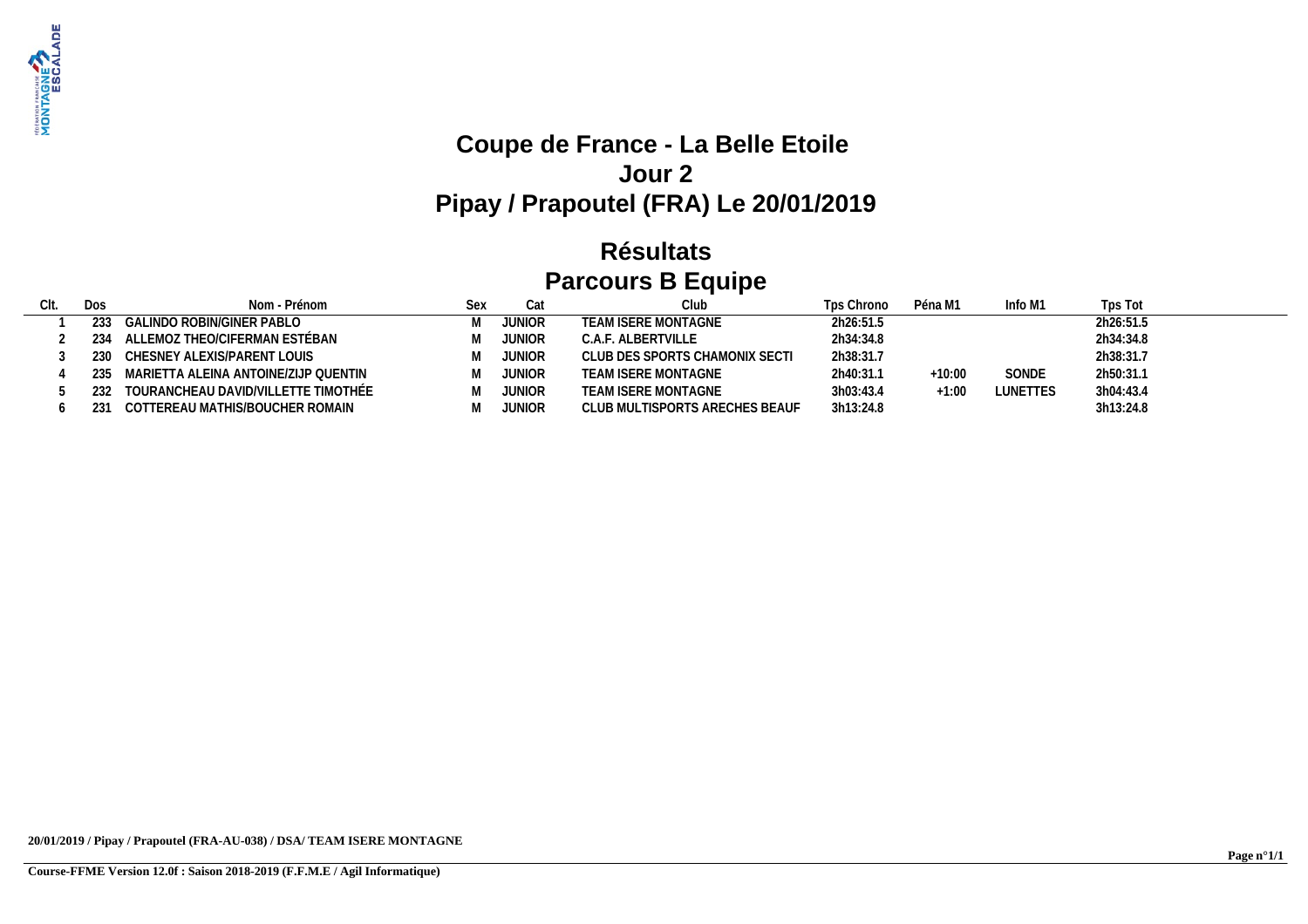# Coupe de France - La Belle Etoile
# Jour 2
# Pipay / Prapoutel (FRA) Le 20/01/2019

## Résultats
## Parcours B Equipe

| Clt. | Dos | Nom - Prénom | Sex | Cat | Club | Tps Chrono | Péna M1 | Info M1 | Tps Tot |
|---|---|---|---|---|---|---|---|---|---|
| 1 | 233 | GALINDO ROBIN/GINER PABLO | M | JUNIOR | TEAM ISERE MONTAGNE | 2h26:51.5 | | | 2h26:51.5 |
| 2 | 234 | ALLEMOZ THEO/CIFERMAN ESTÉBAN | M | JUNIOR | C.A.F. ALBERTVILLE | 2h34:34.8 | | | 2h34:34.8 |
| 3 | 230 | CHESNEY ALEXIS/PARENT LOUIS | M | JUNIOR | CLUB DES SPORTS CHAMONIX SECTI | 2h38:31.7 | | | 2h38:31.7 |
| 4 | 235 | MARIETTA ALEINA ANTOINE/ZIJP QUENTIN | M | JUNIOR | TEAM ISERE MONTAGNE | 2h40:31.1 | +10:00 | SONDE | 2h50:31.1 |
| 5 | 232 | TOURANCHEAU DAVID/VILLETTE TIMOTHÉE | M | JUNIOR | TEAM ISERE MONTAGNE | 3h03:43.4 | +1:00 | LUNETTES | 3h04:43.4 |
| 6 | 231 | COTTEREAU MATHIS/BOUCHER ROMAIN | M | JUNIOR | CLUB MULTISPORTS ARECHES BEAUF | 3h13:24.8 | | | 3h13:24.8 |

**20/01/2019 / Pipay / Prapoutel (FRA-AU-038) / DSA/ TEAM ISERE MONTAGNE**

**Course-FFME Version 12.0f : Saison 2018-2019 (F.F.M.E / Agil Informatique)**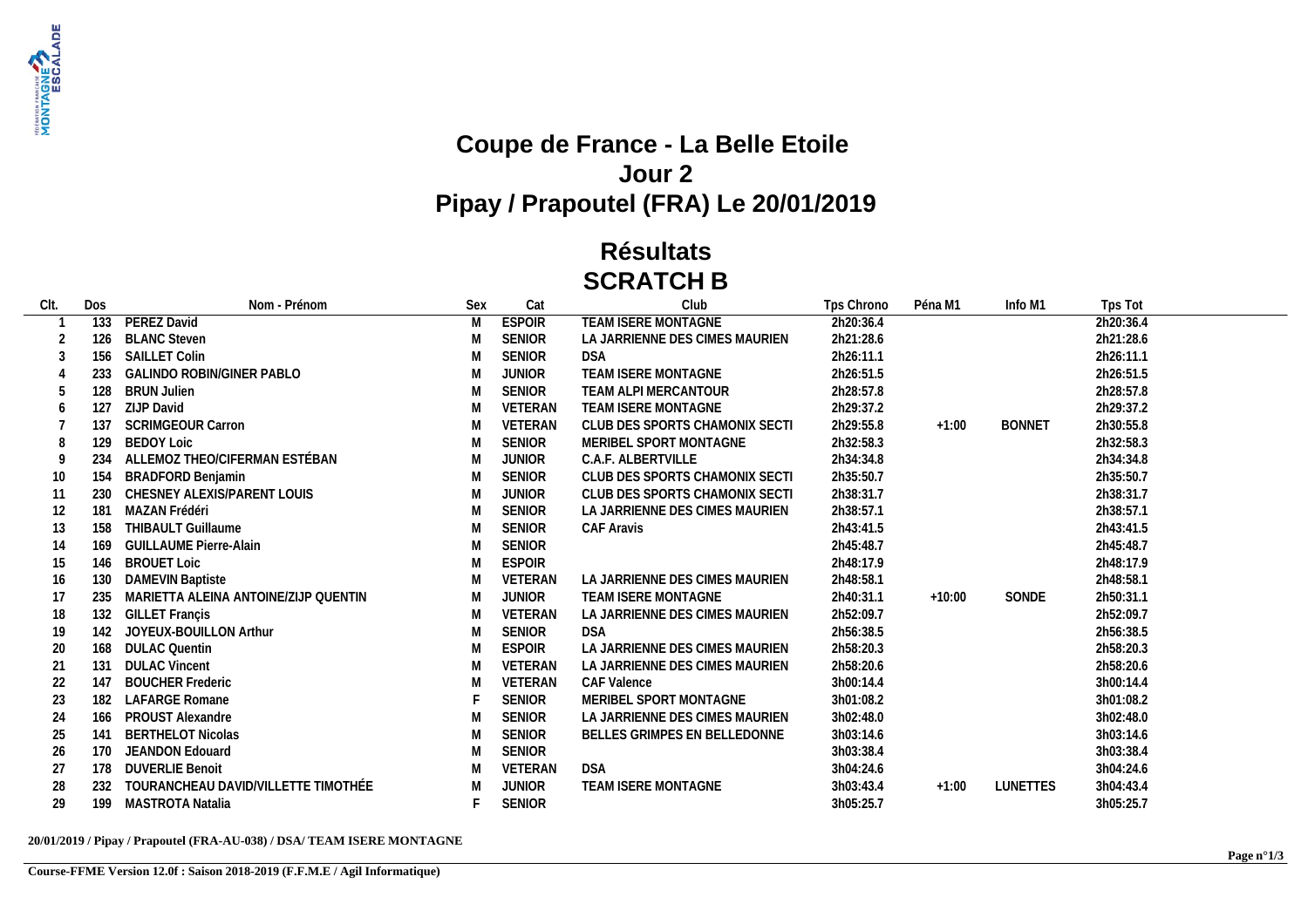# Coupe de France - La Belle Etoile

## Jour 2

## Pipay / Prapoutel (FRA) Le 20/01/2019

## Résultats

## SCRATCH B

| Clt. | Dos | Nom - Prénom | Sex | Cat | Club | Tps Chrono | Péna M1 | Info M1 | Tps Tot |
|---|---|---|---|---|---|---|---|---|---|
| 1 | 133 | PEREZ David | M | ESPOIR | TEAM ISERE MONTAGNE | 2h20:36.4 | | | 2h20:36.4 |
| 2 | 126 | BLANC Steven | M | SENIOR | LA JARRIENNE DES CIMES MAURIEN | 2h21:28.6 | | | 2h21:28.6 |
| 3 | 156 | SAILLET Colin | M | SENIOR | DSA | 2h26:11.1 | | | 2h26:11.1 |
| 4 | 233 | GALINDO ROBIN/GINER PABLO | M | JUNIOR | TEAM ISERE MONTAGNE | 2h26:51.5 | | | 2h26:51.5 |
| 5 | 128 | BRUN Julien | M | SENIOR | TEAM ALPI MERCANTOUR | 2h28:57.8 | | | 2h28:57.8 |
| 6 | 127 | ZIJP David | M | VETERAN | TEAM ISERE MONTAGNE | 2h29:37.2 | | | 2h29:37.2 |
| 7 | 137 | SCRIMGEOUR Carron | M | VETERAN | CLUB DES SPORTS CHAMONIX SECTI | 2h29:55.8 | +1:00 | BONNET | 2h30:55.8 |
| 8 | 129 | BEDOY Loic | M | SENIOR | MERIBEL SPORT MONTAGNE | 2h32:58.3 | | | 2h32:58.3 |
| 9 | 234 | ALLEMOZ THEO/CIFERMAN ESTÉBAN | M | JUNIOR | C.A.F. ALBERTVILLE | 2h34:34.8 | | | 2h34:34.8 |
| 10 | 154 | BRADFORD Benjamin | M | SENIOR | CLUB DES SPORTS CHAMONIX SECTI | 2h35:50.7 | | | 2h35:50.7 |
| 11 | 230 | CHESNEY ALEXIS/PARENT LOUIS | M | JUNIOR | CLUB DES SPORTS CHAMONIX SECTI | 2h38:31.7 | | | 2h38:31.7 |
| 12 | 181 | MAZAN Frédéri | M | SENIOR | LA JARRIENNE DES CIMES MAURIEN | 2h38:57.1 | | | 2h38:57.1 |
| 13 | 158 | THIBAULT Guillaume | M | SENIOR | CAF Aravis | 2h43:41.5 | | | 2h43:41.5 |
| 14 | 169 | GUILLAUME Pierre-Alain | M | SENIOR | | 2h45:48.7 | | | 2h45:48.7 |
| 15 | 146 | BROUET Loic | M | ESPOIR | | 2h48:17.9 | | | 2h48:17.9 |
| 16 | 130 | DAMEVIN Baptiste | M | VETERAN | LA JARRIENNE DES CIMES MAURIEN | 2h48:58.1 | | | 2h48:58.1 |
| 17 | 235 | MARIETTA ALEINA ANTOINE/ZIJP QUENTIN | M | JUNIOR | TEAM ISERE MONTAGNE | 2h40:31.1 | +10:00 | SONDE | 2h50:31.1 |
| 18 | 132 | GILLET Françis | M | VETERAN | LA JARRIENNE DES CIMES MAURIEN | 2h52:09.7 | | | 2h52:09.7 |
| 19 | 142 | JOYEUX-BOUILLON Arthur | M | SENIOR | DSA | 2h56:38.5 | | | 2h56:38.5 |
| 20 | 168 | DULAC Quentin | M | ESPOIR | LA JARRIENNE DES CIMES MAURIEN | 2h58:20.3 | | | 2h58:20.3 |
| 21 | 131 | DULAC Vincent | M | VETERAN | LA JARRIENNE DES CIMES MAURIEN | 2h58:20.6 | | | 2h58:20.6 |
| 22 | 147 | BOUCHER Frederic | M | VETERAN | CAF Valence | 3h00:14.4 | | | 3h00:14.4 |
| 23 | 182 | LAFARGE Romane | F | SENIOR | MERIBEL SPORT MONTAGNE | 3h01:08.2 | | | 3h01:08.2 |
| 24 | 166 | PROUST Alexandre | M | SENIOR | LA JARRIENNE DES CIMES MAURIEN | 3h02:48.0 | | | 3h02:48.0 |
| 25 | 141 | BERTHELOT Nicolas | M | SENIOR | BELLES GRIMPES EN BELLEDONNE | 3h03:14.6 | | | 3h03:14.6 |
| 26 | 170 | JEANDON Edouard | M | SENIOR | | 3h03:38.4 | | | 3h03:38.4 |
| 27 | 178 | DUVERLIE Benoit | M | VETERAN | DSA | 3h04:24.6 | | | 3h04:24.6 |
| 28 | 232 | TOURANCHEAU DAVID/VILLETTE TIMOTHÉE | M | JUNIOR | TEAM ISERE MONTAGNE | 3h03:43.4 | +1:00 | LUNETTES | 3h04:43.4 |
| 29 | 199 | MASTROTA Natalia | F | SENIOR | | 3h05:25.7 | | | 3h05:25.7 |

**20/01/2019 / Pipay / Prapoutel (FRA-AU-038) / DSA/ TEAM ISERE MONTAGNE**

**Course-FFME Version 12.0f : Saison 2018-2019 (F.F.M.E / Agil Informatique)**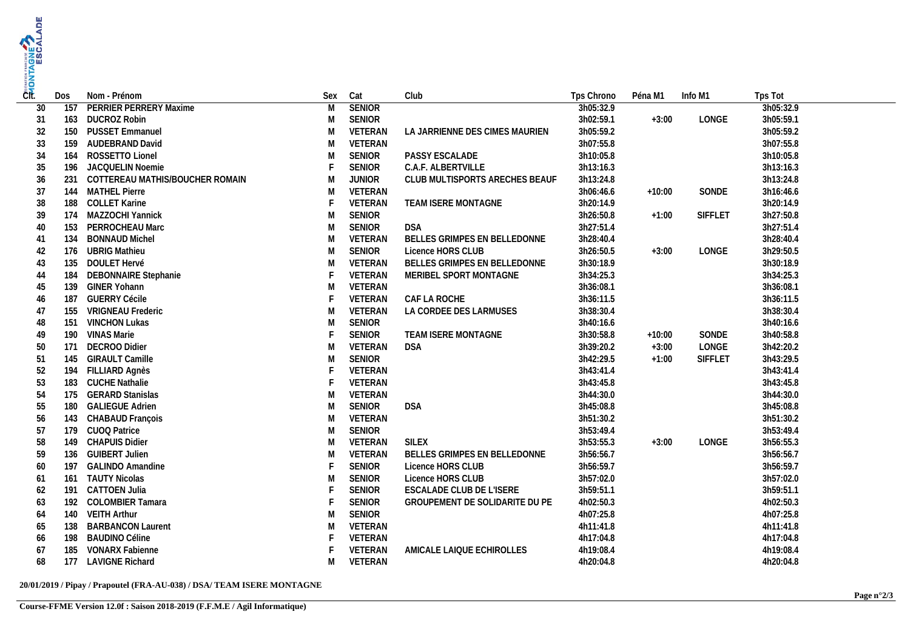| Clt. | Dos | Nom - Prénom | Sex | Cat | Club | Tps Chrono | Péna M1 | Info M1 | Tps Tot |
|---|---|---|---|---|---|---|---|---|---|
| 30 | 157 | PERRIER PERRERY Maxime | M | SENIOR | | 3h05:32.9 | | | 3h05:32.9 |
| 31 | 163 | DUCROZ Robin | M | SENIOR | | 3h02:59.1 | +3:00 | LONGE | 3h05:59.1 |
| 32 | 150 | PUSSET Emmanuel | M | VETERAN | LA JARRIENNE DES CIMES MAURIEN | 3h05:59.2 | | | 3h05:59.2 |
| 33 | 159 | AUDEBRAND David | M | VETERAN | | 3h07:55.8 | | | 3h07:55.8 |
| 34 | 164 | ROSSETTO Lionel | M | SENIOR | PASSY ESCALADE | 3h10:05.8 | | | 3h10:05.8 |
| 35 | 196 | JACQUELIN Noemie | F | SENIOR | C.A.F. ALBERTVILLE | 3h13:16.3 | | | 3h13:16.3 |
| 36 | 231 | COTTEREAU MATHIS/BOUCHER ROMAIN | M | JUNIOR | CLUB MULTISPORTS ARECHES BEAUF | 3h13:24.8 | | | 3h13:24.8 |
| 37 | 144 | MATHEL Pierre | M | VETERAN | | 3h06:46.6 | +10:00 | SONDE | 3h16:46.6 |
| 38 | 188 | COLLET Karine | F | VETERAN | TEAM ISERE MONTAGNE | 3h20:14.9 | | | 3h20:14.9 |
| 39 | 174 | MAZZOCHI Yannick | M | SENIOR | | 3h26:50.8 | +1:00 | SIFFLET | 3h27:50.8 |
| 40 | 153 | PERROCHEAU Marc | M | SENIOR | DSA | 3h27:51.4 | | | 3h27:51.4 |
| 41 | 134 | BONNAUD Michel | M | VETERAN | BELLES GRIMPES EN BELLEDONNE | 3h28:40.4 | | | 3h28:40.4 |
| 42 | 176 | UBRIG Mathieu | M | SENIOR | Licence HORS CLUB | 3h26:50.5 | +3:00 | LONGE | 3h29:50.5 |
| 43 | 135 | DOULET Hervé | M | VETERAN | BELLES GRIMPES EN BELLEDONNE | 3h30:18.9 | | | 3h30:18.9 |
| 44 | 184 | DEBONNAIRE Stephanie | F | VETERAN | MERIBEL SPORT MONTAGNE | 3h34:25.3 | | | 3h34:25.3 |
| 45 | 139 | GINER Yohann | M | VETERAN | | 3h36:08.1 | | | 3h36:08.1 |
| 46 | 187 | GUERRY Cécile | F | VETERAN | CAF LA ROCHE | 3h36:11.5 | | | 3h36:11.5 |
| 47 | 155 | VRIGNEAU Frederic | M | VETERAN | LA CORDEE DES LARMUSES | 3h38:30.4 | | | 3h38:30.4 |
| 48 | 151 | VINCHON Lukas | M | SENIOR | | 3h40:16.6 | | | 3h40:16.6 |
| 49 | 190 | VINAS Marie | F | SENIOR | TEAM ISERE MONTAGNE | 3h30:58.8 | +10:00 | SONDE | 3h40:58.8 |
| 50 | 171 | DECROO Didier | M | VETERAN | DSA | 3h39:20.2 | +3:00 | LONGE | 3h42:20.2 |
| 51 | 145 | GIRAULT Camille | M | SENIOR | | 3h42:29.5 | +1:00 | SIFFLET | 3h43:29.5 |
| 52 | 194 | FILLIARD Agnès | F | VETERAN | | 3h43:41.4 | | | 3h43:41.4 |
| 53 | 183 | CUCHE Nathalie | F | VETERAN | | 3h43:45.8 | | | 3h43:45.8 |
| 54 | 175 | GERARD Stanislas | M | VETERAN | | 3h44:30.0 | | | 3h44:30.0 |
| 55 | 180 | GALIEGUE Adrien | M | SENIOR | DSA | 3h45:08.8 | | | 3h45:08.8 |
| 56 | 143 | CHABAUD François | M | VETERAN | | 3h51:30.2 | | | 3h51:30.2 |
| 57 | 179 | CUOQ Patrice | M | SENIOR | | 3h53:49.4 | | | 3h53:49.4 |
| 58 | 149 | CHAPUIS Didier | M | VETERAN | SILEX | 3h53:55.3 | +3:00 | LONGE | 3h56:55.3 |
| 59 | 136 | GUIBERT Julien | M | VETERAN | BELLES GRIMPES EN BELLEDONNE | 3h56:56.7 | | | 3h56:56.7 |
| 60 | 197 | GALINDO Amandine | F | SENIOR | Licence HORS CLUB | 3h56:59.7 | | | 3h56:59.7 |
| 61 | 161 | TAUTY Nicolas | M | SENIOR | Licence HORS CLUB | 3h57:02.0 | | | 3h57:02.0 |
| 62 | 191 | CATTOEN Julia | F | SENIOR | ESCALADE CLUB DE L'ISERE | 3h59:51.1 | | | 3h59:51.1 |
| 63 | 192 | COLOMBIER Tamara | F | SENIOR | GROUPEMENT DE SOLIDARITE DU PE | 4h02:50.3 | | | 4h02:50.3 |
| 64 | 140 | VEITH Arthur | M | SENIOR | | 4h07:25.8 | | | 4h07:25.8 |
| 65 | 138 | BARBANCON Laurent | M | VETERAN | | 4h11:41.8 | | | 4h11:41.8 |
| 66 | 198 | BAUDINO Céline | F | VETERAN | | 4h17:04.8 | | | 4h17:04.8 |
| 67 | 185 | VONARX Fabienne | F | VETERAN | AMICALE LAIQUE ECHIROLLES | 4h19:08.4 | | | 4h19:08.4 |
| 68 | 177 | LAVIGNE Richard | M | VETERAN | | 4h20:04.8 | | | 4h20:04.8 |

**20/01/2019 / Pipay / Prapoutel (FRA-AU-038) / DSA/ TEAM ISERE MONTAGNE**

**Course-FFME Version 12.0f : Saison 2018-2019 (F.F.M.E / Agil Informatique)**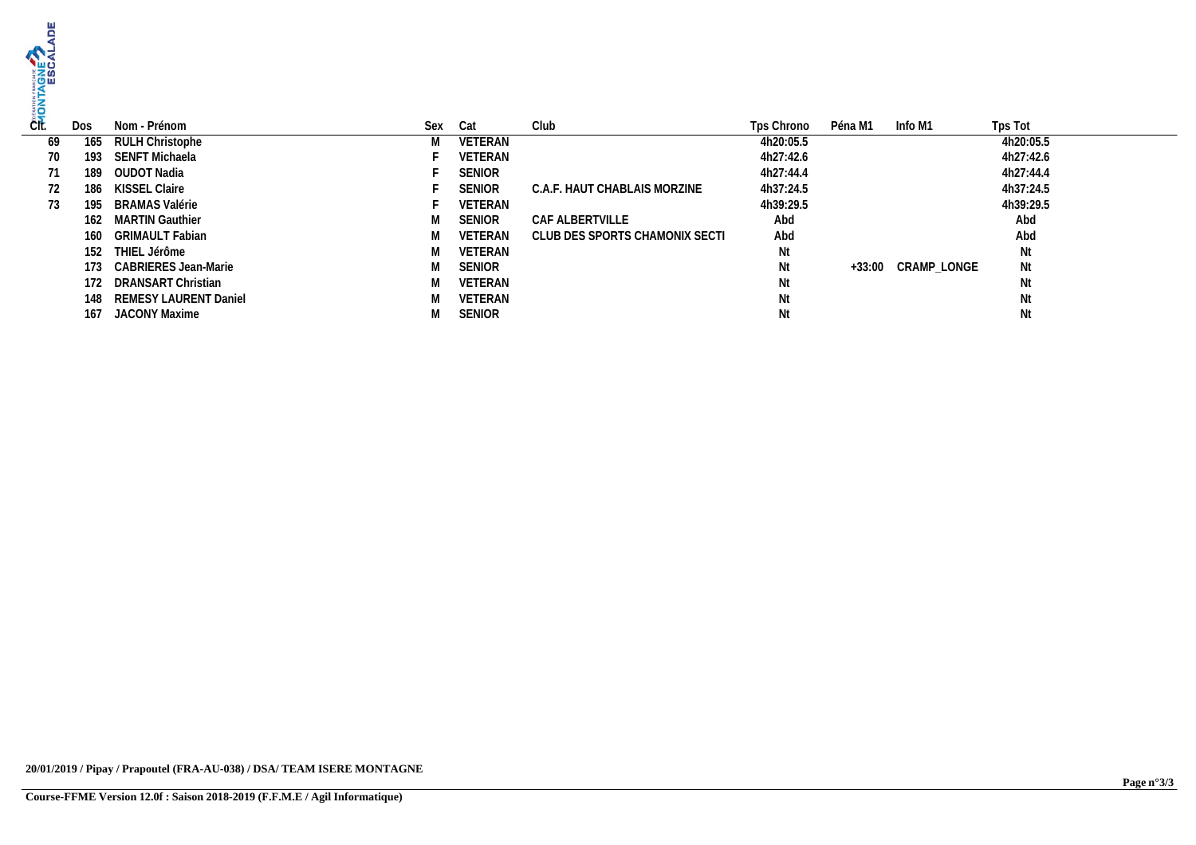| Clt. | Dos | Nom - Prénom | Sex | Cat | Club | Tps Chrono | Péna M1 | Info M1 | Tps Tot |
|---|---|---|---|---|---|---|---|---|---|
| 69 | 165 | RULH Christophe | M | VETERAN | | 4h20:05.5 | | | 4h20:05.5 |
| 70 | 193 | SENFT Michaela | F | VETERAN | | 4h27:42.6 | | | 4h27:42.6 |
| 71 | 189 | OUDOT Nadia | F | SENIOR | | 4h27:44.4 | | | 4h27:44.4 |
| 72 | 186 | KISSEL Claire | F | SENIOR | C.A.F. HAUT CHABLAIS MORZINE | 4h37:24.5 | | | 4h37:24.5 |
| 73 | 195 | BRAMAS Valérie | F | VETERAN | | 4h39:29.5 | | | 4h39:29.5 |
| | 162 | MARTIN Gauthier | M | SENIOR | CAF ALBERTVILLE | Abd | | | Abd |
| | 160 | GRIMAULT Fabian | M | VETERAN | CLUB DES SPORTS CHAMONIX SECTI | Abd | | | Abd |
| | 152 | THIEL Jérôme | M | VETERAN | | Nt | | | Nt |
| | 173 | CABRIERES Jean-Marie | M | SENIOR | | Nt | +33:00 | CRAMP_LONGE | Nt |
| | 172 | DRANSART Christian | M | VETERAN | | Nt | | | Nt |
| | 148 | REMESY LAURENT Daniel | M | VETERAN | | Nt | | | Nt |
| | 167 | JACONY Maxime | M | SENIOR | | Nt | | | Nt |

**20/01/2019 / Pipay / Prapoutel (FRA-AU-038) / DSA/ TEAM ISERE MONTAGNE**

**Course-FFME Version 12.0f : Saison 2018-2019 (F.F.M.E / Agil Informatique)**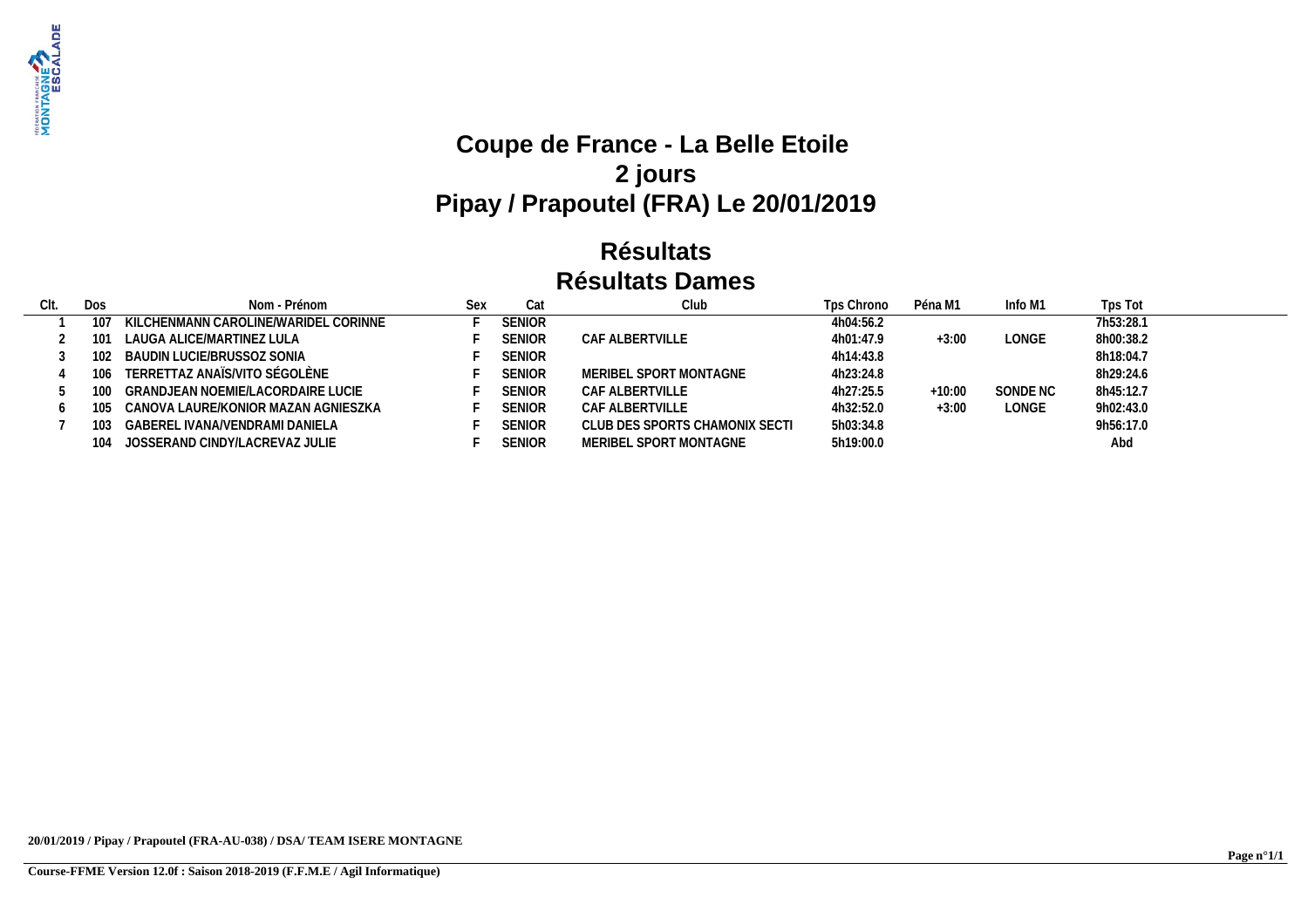# Coupe de France - La Belle Etoile
## 2 jours
## Pipay / Prapoutel (FRA) Le 20/01/2019

## Résultats
## Résultats Dames

| Clt. | Dos | Nom - Prénom | Sex | Cat | Club | Tps Chrono | Péna M1 | Info M1 | Tps Tot |
|---|---|---|---|---|---|---|---|---|---|
| 1 | 107 | KILCHENMANN CAROLINE/WARIDEL CORINNE | F | SENIOR | | 4h04:56.2 | | | 7h53:28.1 |
| 2 | 101 | LAUGA ALICE/MARTINEZ LULA | F | SENIOR | CAF ALBERTVILLE | 4h01:47.9 | +3:00 | LONGE | 8h00:38.2 |
| 3 | 102 | BAUDIN LUCIE/BRUSSOZ SONIA | F | SENIOR | | 4h14:43.8 | | | 8h18:04.7 |
| 4 | 106 | TERRETTAZ ANAÏS/VITO SÉGOLÈNE | F | SENIOR | MERIBEL SPORT MONTAGNE | 4h23:24.8 | | | 8h29:24.6 |
| 5 | 100 | GRANDJEAN NOEMIE/LACORDAIRE LUCIE | F | SENIOR | CAF ALBERTVILLE | 4h27:25.5 | +10:00 | SONDE NC | 8h45:12.7 |
| 6 | 105 | CANOVA LAURE/KONIOR MAZAN AGNIESZKA | F | SENIOR | CAF ALBERTVILLE | 4h32:52.0 | +3:00 | LONGE | 9h02:43.0 |
| 7 | 103 | GABEREL IVANA/VENDRAMI DANIELA | F | SENIOR | CLUB DES SPORTS CHAMONIX SECTI | 5h03:34.8 | | | 9h56:17.0 |
| | 104 | JOSSERAND CINDY/LACREVAZ JULIE | F | SENIOR | MERIBEL SPORT MONTAGNE | 5h19:00.0 | | | Abd |

**20/01/2019 / Pipay / Prapoutel (FRA-AU-038) / DSA/ TEAM ISERE MONTAGNE**

**Course-FFME Version 12.0f : Saison 2018-2019 (F.F.M.E / Agil Informatique)**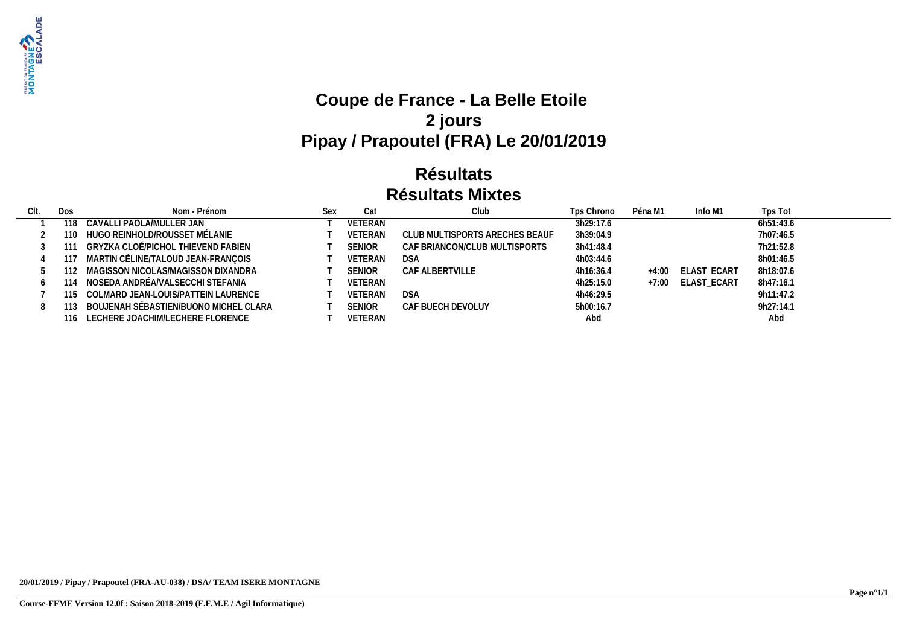# Coupe de France - La Belle Etoile
# 2 jours
# Pipay / Prapoutel (FRA) Le 20/01/2019

## Résultats
## Résultats Mixtes

| Clt. | Dos | Nom - Prénom | Sex | Cat | Club | Tps Chrono | Péna M1 | Info M1 | Tps Tot |
|---|---|---|---|---|---|---|---|---|---|
| 1 | 118 | CAVALLI PAOLA/MULLER JAN | T | VETERAN | | 3h29:17.6 | | | 6h51:43.6 |
| 2 | 110 | HUGO REINHOLD/ROUSSET MÉLANIE | T | VETERAN | CLUB MULTISPORTS ARECHES BEAUF | 3h39:04.9 | | | 7h07:46.5 |
| 3 | 111 | GRYZKA CLOÉ/PICHOL THIEVEND FABIEN | T | SENIOR | CAF BRIANCON/CLUB MULTISPORTS | 3h41:48.4 | | | 7h21:52.8 |
| 4 | 117 | MARTIN CÉLINE/TALOUD JEAN-FRANÇOIS | T | VETERAN | DSA | 4h03:44.6 | | | 8h01:46.5 |
| 5 | 112 | MAGISSON NICOLAS/MAGISSON DIXANDRA | T | SENIOR | CAF ALBERTVILLE | 4h16:36.4 | +4:00 | ELAST_ECART | 8h18:07.6 |
| 6 | 114 | NOSEDA ANDRÉA/VALSECCHI STEFANIA | T | VETERAN | | 4h25:15.0 | +7:00 | ELAST_ECART | 8h47:16.1 |
| 7 | 115 | COLMARD JEAN-LOUIS/PATTEIN LAURENCE | T | VETERAN | DSA | 4h46:29.5 | | | 9h11:47.2 |
| 8 | 113 | BOUJENAH SÉBASTIEN/BUONO MICHEL CLARA | T | SENIOR | CAF BUECH DEVOLUY | 5h00:16.7 | | | 9h27:14.1 |
| | 116 | LECHERE JOACHIM/LECHERE FLORENCE | T | VETERAN | | Abd | | | Abd |

**20/01/2019 / Pipay / Prapoutel (FRA-AU-038) / DSA/ TEAM ISERE MONTAGNE**

**Course-FFME Version 12.0f : Saison 2018-2019 (F.F.M.E / Agil Informatique)**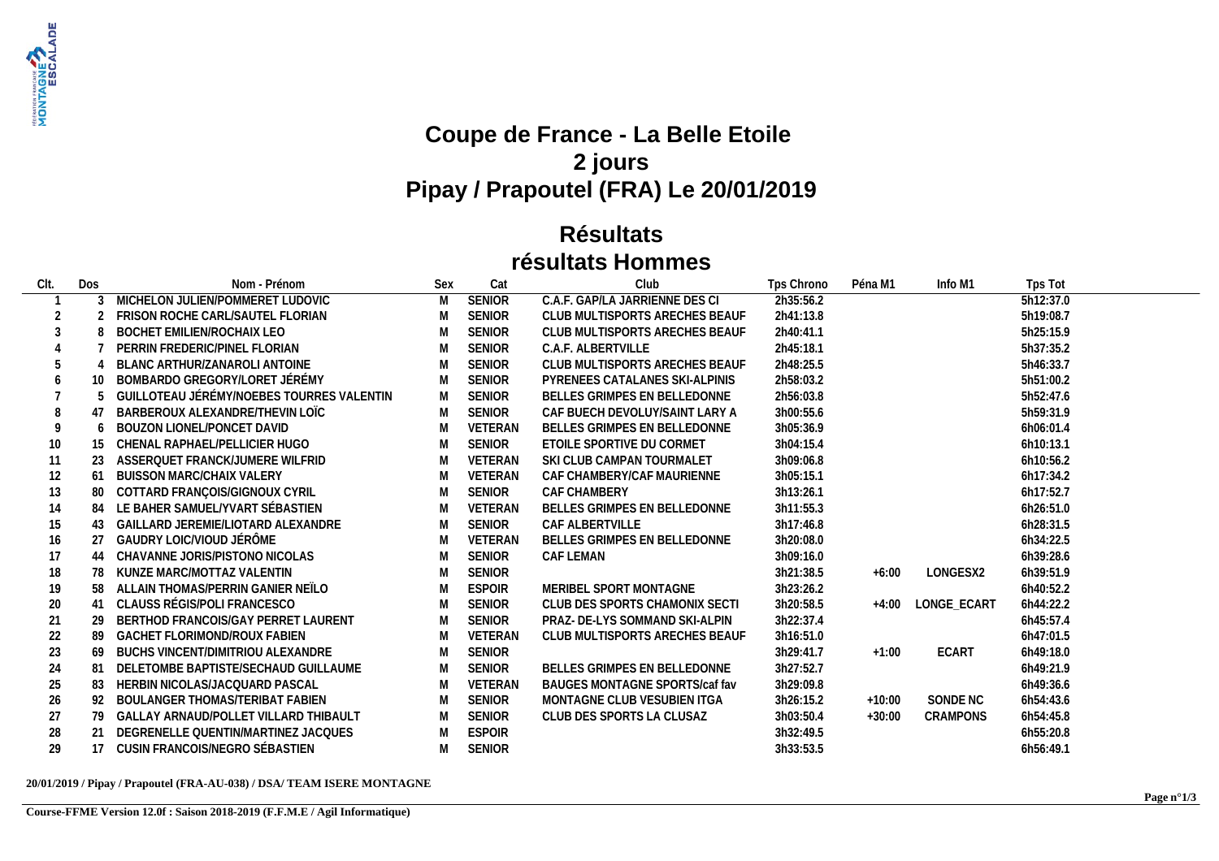# Coupe de France - La Belle Etoile
# 2 jours
# Pipay / Prapoutel (FRA) Le 20/01/2019

## Résultats
## résultats Hommes

| Clt. | Dos | Nom - Prénom | Sex | Cat | Club | Tps Chrono | Péna M1 | Info M1 | Tps Tot |
|---|---|---|---|---|---|---|---|---|---|
| 1 | 3 | MICHELON JULIEN/POMMERET LUDOVIC | M | SENIOR | C.A.F. GAP/LA JARRIENNE DES CI | 2h35:56.2 | | | 5h12:37.0 |
| 2 | 2 | FRISON ROCHE CARL/SAUTEL FLORIAN | M | SENIOR | CLUB MULTISPORTS ARECHES BEAUF | 2h41:13.8 | | | 5h19:08.7 |
| 3 | 8 | BOCHET EMILIEN/ROCHAIX LEO | M | SENIOR | CLUB MULTISPORTS ARECHES BEAUF | 2h40:41.1 | | | 5h25:15.9 |
| 4 | 7 | PERRIN FREDERIC/PINEL FLORIAN | M | SENIOR | C.A.F. ALBERTVILLE | 2h45:18.1 | | | 5h37:35.2 |
| 5 | 4 | BLANC ARTHUR/ZANAROLI ANTOINE | M | SENIOR | CLUB MULTISPORTS ARECHES BEAUF | 2h48:25.5 | | | 5h46:33.7 |
| 6 | 10 | BOMBARDO GREGORY/LORET JÉRÉMY | M | SENIOR | PYRENEES CATALANES SKI-ALPINIS | 2h58:03.2 | | | 5h51:00.2 |
| 7 | 5 | GUILLOTEAU JÉRÉMY/NOEBES TOURRES VALENTIN | M | SENIOR | BELLES GRIMPES EN BELLEDONNE | 2h56:03.8 | | | 5h52:47.6 |
| 8 | 47 | BARBEROUX ALEXANDRE/THEVIN LOÏC | M | SENIOR | CAF BUECH DEVOLUY/SAINT LARY A | 3h00:55.6 | | | 5h59:31.9 |
| 9 | 6 | BOUZON LIONEL/PONCET DAVID | M | VETERAN | BELLES GRIMPES EN BELLEDONNE | 3h05:36.9 | | | 6h06:01.4 |
| 10 | 15 | CHENAL RAPHAEL/PELLICIER HUGO | M | SENIOR | ETOILE SPORTIVE DU CORMET | 3h04:15.4 | | | 6h10:13.1 |
| 11 | 23 | ASSERQUET FRANCK/JUMERE WILFRID | M | VETERAN | SKI CLUB CAMPAN TOURMALET | 3h09:06.8 | | | 6h10:56.2 |
| 12 | 61 | BUISSON MARC/CHAIX VALERY | M | VETERAN | CAF CHAMBERY/CAF MAURIENNE | 3h05:15.1 | | | 6h17:34.2 |
| 13 | 80 | COTTARD FRANÇOIS/GIGNOUX CYRIL | M | SENIOR | CAF CHAMBERY | 3h13:26.1 | | | 6h17:52.7 |
| 14 | 84 | LE BAHER SAMUEL/YVART SÉBASTIEN | M | VETERAN | BELLES GRIMPES EN BELLEDONNE | 3h11:55.3 | | | 6h26:51.0 |
| 15 | 43 | GAILLARD JEREMIE/LIOTARD ALEXANDRE | M | SENIOR | CAF ALBERTVILLE | 3h17:46.8 | | | 6h28:31.5 |
| 16 | 27 | GAUDRY LOIC/VIOUD JÉRÔME | M | VETERAN | BELLES GRIMPES EN BELLEDONNE | 3h20:08.0 | | | 6h34:22.5 |
| 17 | 44 | CHAVANNE JORIS/PISTONO NICOLAS | M | SENIOR | CAF LEMAN | 3h09:16.0 | | | 6h39:28.6 |
| 18 | 78 | KUNZE MARC/MOTTAZ VALENTIN | M | SENIOR | | 3h21:38.5 | +6:00 | LONGESX2 | 6h39:51.9 |
| 19 | 58 | ALLAIN THOMAS/PERRIN GANIER NEÏLO | M | ESPOIR | MERIBEL SPORT MONTAGNE | 3h23:26.2 | | | 6h40:52.2 |
| 20 | 41 | CLAUSS RÉGIS/POLI FRANCESCO | M | SENIOR | CLUB DES SPORTS CHAMONIX SECTI | 3h20:58.5 | +4:00 | LONGE_ECART | 6h44:22.2 |
| 21 | 29 | BERTHOD FRANCOIS/GAY PERRET LAURENT | M | SENIOR | PRAZ- DE-LYS SOMMAND SKI-ALPIN | 3h22:37.4 | | | 6h45:57.4 |
| 22 | 89 | GACHET FLORIMOND/ROUX FABIEN | M | VETERAN | CLUB MULTISPORTS ARECHES BEAUF | 3h16:51.0 | | | 6h47:01.5 |
| 23 | 69 | BUCHS VINCENT/DIMITRIOU ALEXANDRE | M | SENIOR | | 3h29:41.7 | +1:00 | ECART | 6h49:18.0 |
| 24 | 81 | DELETOMBE BAPTISTE/SECHAUD GUILLAUME | M | SENIOR | BELLES GRIMPES EN BELLEDONNE | 3h27:52.7 | | | 6h49:21.9 |
| 25 | 83 | HERBIN NICOLAS/JACQUARD PASCAL | M | VETERAN | BAUGES MONTAGNE SPORTS/caf fav | 3h29:09.8 | | | 6h49:36.6 |
| 26 | 92 | BOULANGER THOMAS/TERIBAT FABIEN | M | SENIOR | MONTAGNE CLUB VESUBIEN ITGA | 3h26:15.2 | +10:00 | SONDE NC | 6h54:43.6 |
| 27 | 79 | GALLAY ARNAUD/POLLET VILLARD THIBAULT | M | SENIOR | CLUB DES SPORTS LA CLUSAZ | 3h03:50.4 | +30:00 | CRAMPONS | 6h54:45.8 |
| 28 | 21 | DEGRENELLE QUENTIN/MARTINEZ JACQUES | M | ESPOIR | | 3h32:49.5 | | | 6h55:20.8 |
| 29 | 17 | CUSIN FRANCOIS/NEGRO SÉBASTIEN | M | SENIOR | | 3h33:53.5 | | | 6h56:49.1 |

**20/01/2019 / Pipay / Prapoutel (FRA-AU-038) / DSA/ TEAM ISERE MONTAGNE**

**Course-FFME Version 12.0f : Saison 2018-2019 (F.F.M.E / Agil Informatique)**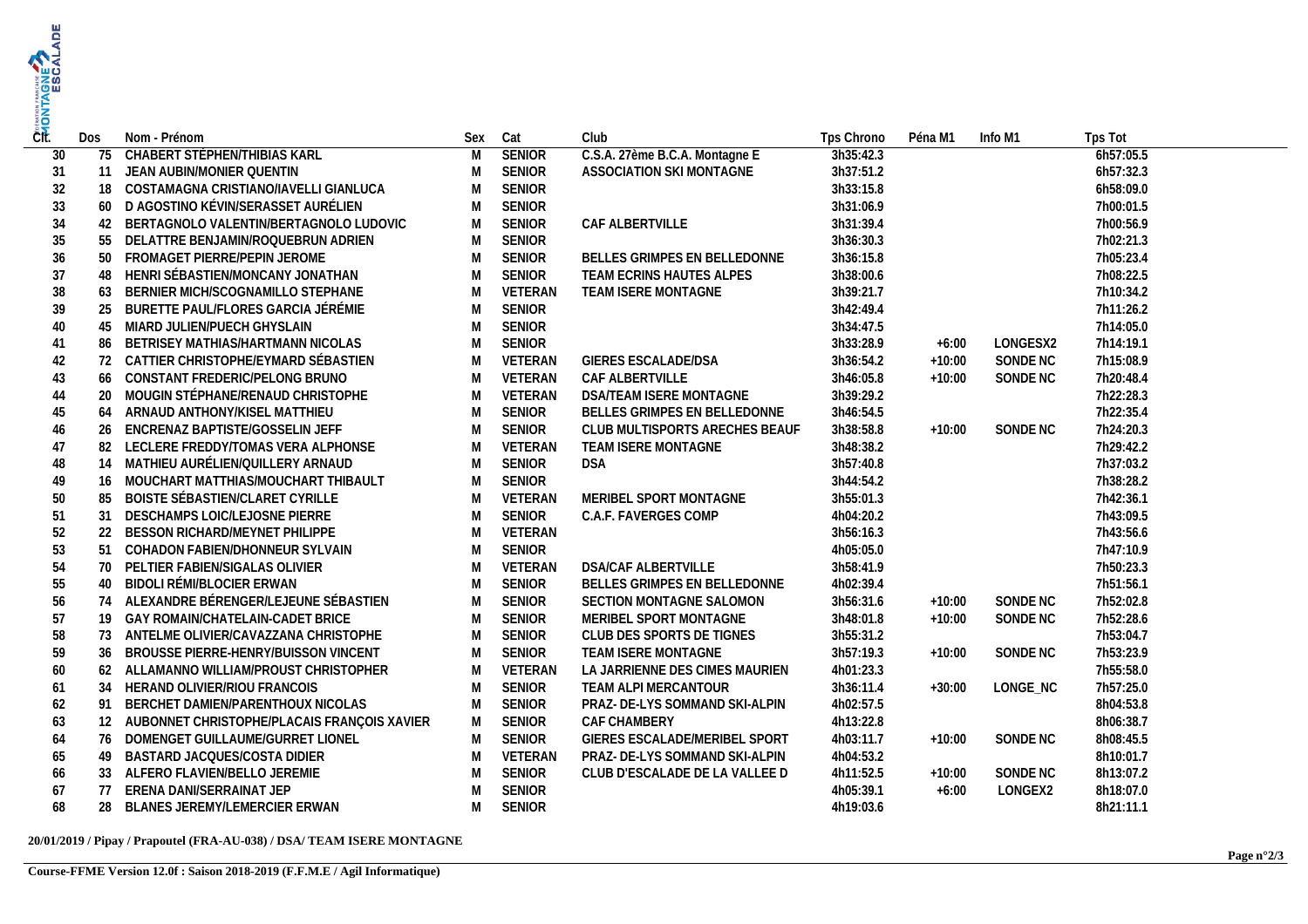| Clt. | Dos | Nom - Prénom | Sex | Cat | Club | Tps Chrono | Péna M1 | Info M1 | Tps Tot |
|---|---|---|---|---|---|---|---|---|---|
| 30 | 75 | CHABERT STÉPHEN/THIBIAS KARL | M | SENIOR | C.S.A. 27ème B.C.A. Montagne E | 3h35:42.3 | | | 6h57:05.5 |
| 31 | 11 | JEAN AUBIN/MONIER QUENTIN | M | SENIOR | ASSOCIATION SKI MONTAGNE | 3h37:51.2 | | | 6h57:32.3 |
| 32 | 18 | COSTAMAGNA CRISTIANO/IAVELLI GIANLUCA | M | SENIOR | | 3h33:15.8 | | | 6h58:09.0 |
| 33 | 60 | D AGOSTINO KÉVIN/SERASSET AURÉLIEN | M | SENIOR | | 3h31:06.9 | | | 7h00:01.5 |
| 34 | 42 | BERTAGNOLO VALENTIN/BERTAGNOLO LUDOVIC | M | SENIOR | CAF ALBERTVILLE | 3h31:39.4 | | | 7h00:56.9 |
| 35 | 55 | DELATTRE BENJAMIN/ROQUEBRUN ADRIEN | M | SENIOR | | 3h36:30.3 | | | 7h02:21.3 |
| 36 | 50 | FROMAGET PIERRE/PEPIN JEROME | M | SENIOR | BELLES GRIMPES EN BELLEDONNE | 3h36:15.8 | | | 7h05:23.4 |
| 37 | 48 | HENRI SÉBASTIEN/MONCANY JONATHAN | M | SENIOR | TEAM ECRINS HAUTES ALPES | 3h38:00.6 | | | 7h08:22.5 |
| 38 | 63 | BERNIER MICH/SCOGNAMILLO STEPHANE | M | VETERAN | TEAM ISERE MONTAGNE | 3h39:21.7 | | | 7h10:34.2 |
| 39 | 25 | BURETTE PAUL/FLORES GARCIA JÉRÉMIE | M | SENIOR | | 3h42:49.4 | | | 7h11:26.2 |
| 40 | 45 | MIARD JULIEN/PUECH GHYSLAIN | M | SENIOR | | 3h34:47.5 | | | 7h14:05.0 |
| 41 | 86 | BETRISEY MATHIAS/HARTMANN NICOLAS | M | SENIOR | | 3h33:28.9 | +6:00 | LONGESX2 | 7h14:19.1 |
| 42 | 72 | CATTIER CHRISTOPHE/EYMARD SÉBASTIEN | M | VETERAN | GIERES ESCALADE/DSA | 3h36:54.2 | +10:00 | SONDE NC | 7h15:08.9 |
| 43 | 66 | CONSTANT FREDERIC/PELONG BRUNO | M | VETERAN | CAF ALBERTVILLE | 3h46:05.8 | +10:00 | SONDE NC | 7h20:48.4 |
| 44 | 20 | MOUGIN STÉPHANE/RENAUD CHRISTOPHE | M | VETERAN | DSA/TEAM ISERE MONTAGNE | 3h39:29.2 | | | 7h22:28.3 |
| 45 | 64 | ARNAUD ANTHONY/KISEL MATTHIEU | M | SENIOR | BELLES GRIMPES EN BELLEDONNE | 3h46:54.5 | | | 7h22:35.4 |
| 46 | 26 | ENCRENAZ BAPTISTE/GOSSELIN JEFF | M | SENIOR | CLUB MULTISPORTS ARECHES BEAUF | 3h38:58.8 | +10:00 | SONDE NC | 7h24:20.3 |
| 47 | 82 | LECLERE FREDDY/TOMAS VERA ALPHONSE | M | VETERAN | TEAM ISERE MONTAGNE | 3h48:38.2 | | | 7h29:42.2 |
| 48 | 14 | MATHIEU AURÉLIEN/QUILLERY ARNAUD | M | SENIOR | DSA | 3h57:40.8 | | | 7h37:03.2 |
| 49 | 16 | MOUCHART MATTHIAS/MOUCHART THIBAULT | M | SENIOR | | 3h44:54.2 | | | 7h38:28.2 |
| 50 | 85 | BOISTE SÉBASTIEN/CLARET CYRILLE | M | VETERAN | MERIBEL SPORT MONTAGNE | 3h55:01.3 | | | 7h42:36.1 |
| 51 | 31 | DESCHAMPS LOIC/LEJOSNE PIERRE | M | SENIOR | C.A.F. FAVERGES COMP | 4h04:20.2 | | | 7h43:09.5 |
| 52 | 22 | BESSON RICHARD/MEYNET PHILIPPE | M | VETERAN | | 3h56:16.3 | | | 7h43:56.6 |
| 53 | 51 | COHADON FABIEN/DHONNEUR SYLVAIN | M | SENIOR | | 4h05:05.0 | | | 7h47:10.9 |
| 54 | 70 | PELTIER FABIEN/SIGALAS OLIVIER | M | VETERAN | DSA/CAF ALBERTVILLE | 3h58:41.9 | | | 7h50:23.3 |
| 55 | 40 | BIDOLI RÉMI/BLOCIER ERWAN | M | SENIOR | BELLES GRIMPES EN BELLEDONNE | 4h02:39.4 | | | 7h51:56.1 |
| 56 | 74 | ALEXANDRE BÉRENGER/LEJEUNE SÉBASTIEN | M | SENIOR | SECTION MONTAGNE SALOMON | 3h56:31.6 | +10:00 | SONDE NC | 7h52:02.8 |
| 57 | 19 | GAY ROMAIN/CHATELAIN-CADET BRICE | M | SENIOR | MERIBEL SPORT MONTAGNE | 3h48:01.8 | +10:00 | SONDE NC | 7h52:28.6 |
| 58 | 73 | ANTELME OLIVIER/CAVAZZANA CHRISTOPHE | M | SENIOR | CLUB DES SPORTS DE TIGNES | 3h55:31.2 | | | 7h53:04.7 |
| 59 | 36 | BROUSSE PIERRE-HENRY/BUISSON VINCENT | M | SENIOR | TEAM ISERE MONTAGNE | 3h57:19.3 | +10:00 | SONDE NC | 7h53:23.9 |
| 60 | 62 | ALLAMANNO WILLIAM/PROUST CHRISTOPHER | M | VETERAN | LA JARRIENNE DES CIMES MAURIEN | 4h01:23.3 | | | 7h55:58.0 |
| 61 | 34 | HERAND OLIVIER/RIOU FRANCOIS | M | SENIOR | TEAM ALPI MERCANTOUR | 3h36:11.4 | +30:00 | LONGE_NC | 7h57:25.0 |
| 62 | 91 | BERCHET DAMIEN/PARENTHOUX NICOLAS | M | SENIOR | PRAZ- DE-LYS SOMMAND SKI-ALPIN | 4h02:57.5 | | | 8h04:53.8 |
| 63 | 12 | AUBONNET CHRISTOPHE/PLACAIS FRANÇOIS XAVIER | M | SENIOR | CAF CHAMBERY | 4h13:22.8 | | | 8h06:38.7 |
| 64 | 76 | DOMENGET GUILLAUME/GURRET LIONEL | M | SENIOR | GIERES ESCALADE/MERIBEL SPORT | 4h03:11.7 | +10:00 | SONDE NC | 8h08:45.5 |
| 65 | 49 | BASTARD JACQUES/COSTA DIDIER | M | VETERAN | PRAZ- DE-LYS SOMMAND SKI-ALPIN | 4h04:53.2 | | | 8h10:01.7 |
| 66 | 33 | ALFERO FLAVIEN/BELLO JEREMIE | M | SENIOR | CLUB D'ESCALADE DE LA VALLEE D | 4h11:52.5 | +10:00 | SONDE NC | 8h13:07.2 |
| 67 | 77 | ERENA DANI/SERRAINAT JEP | M | SENIOR | | 4h05:39.1 | +6:00 | LONGEX2 | 8h18:07.0 |
| 68 | 28 | BLANES JEREMY/LEMERCIER ERWAN | M | SENIOR | | 4h19:03.6 | | | 8h21:11.1 |

**20/01/2019 / Pipay / Prapoutel (FRA-AU-038) / DSA/ TEAM ISERE MONTAGNE**

**Course-FFME Version 12.0f : Saison 2018-2019 (F.F.M.E / Agil Informatique)**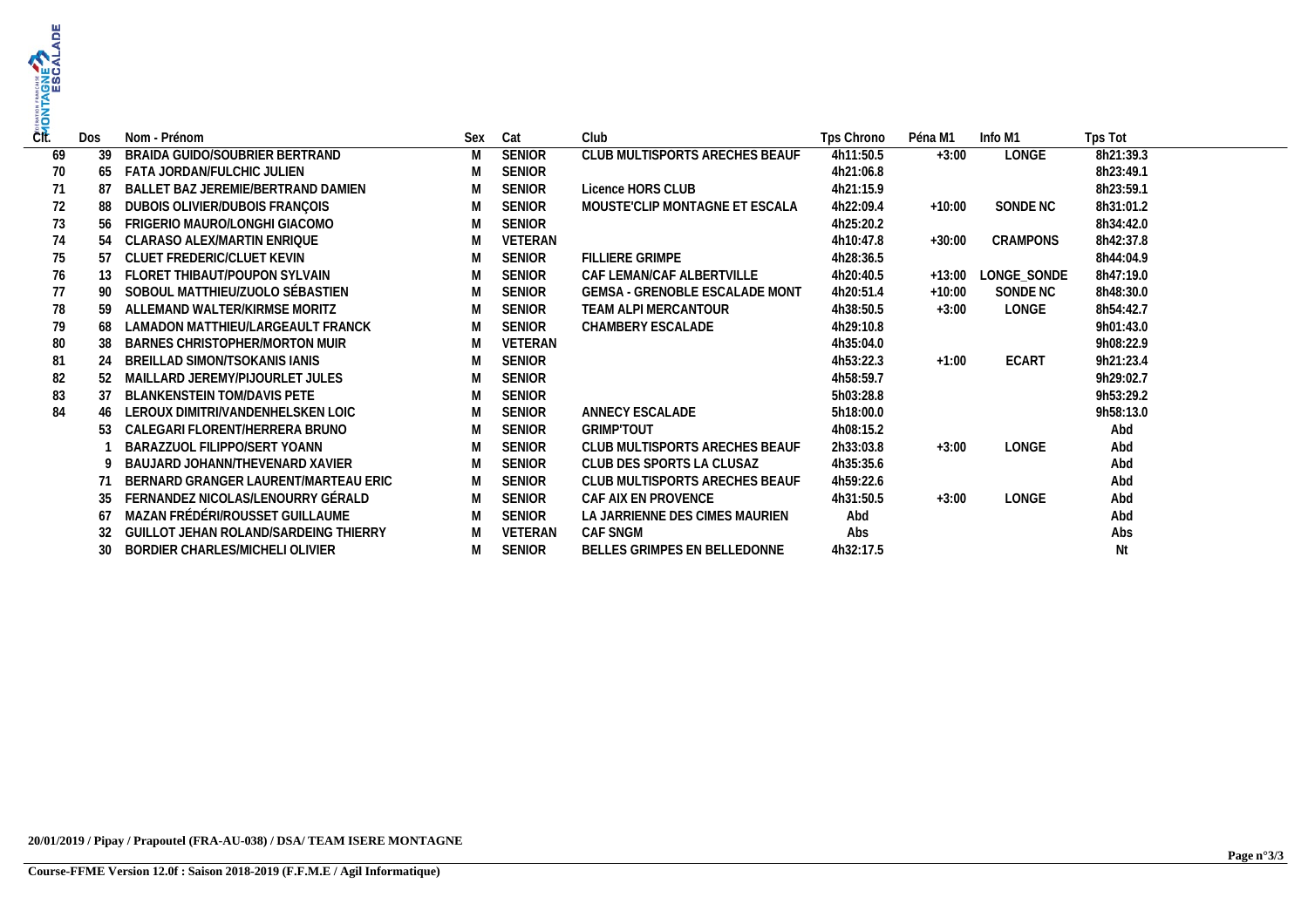| Clt. | Dos | Nom - Prénom | Sex | Cat | Club | Tps Chrono | Péna M1 | Info M1 | Tps Tot |
|---|---|---|---|---|---|---|---|---|---|
| 69 | 39 | BRAIDA GUIDO/SOUBRIER BERTRAND | M | SENIOR | CLUB MULTISPORTS ARECHES BEAUF | 4h11:50.5 | +3:00 | LONGE | 8h21:39.3 |
| 70 | 65 | FATA JORDAN/FULCHIC JULIEN | M | SENIOR | | 4h21:06.8 | | | 8h23:49.1 |
| 71 | 87 | BALLET BAZ JEREMIE/BERTRAND DAMIEN | M | SENIOR | Licence HORS CLUB | 4h21:15.9 | | | 8h23:59.1 |
| 72 | 88 | DUBOIS OLIVIER/DUBOIS FRANÇOIS | M | SENIOR | MOUSTE'CLIP MONTAGNE ET ESCALA | 4h22:09.4 | +10:00 | SONDE NC | 8h31:01.2 |
| 73 | 56 | FRIGERIO MAURO/LONGHI GIACOMO | M | SENIOR | | 4h25:20.2 | | | 8h34:42.0 |
| 74 | 54 | CLARASO ALEX/MARTIN ENRIQUE | M | VETERAN | | 4h10:47.8 | +30:00 | CRAMPONS | 8h42:37.8 |
| 75 | 57 | CLUET FREDERIC/CLUET KEVIN | M | SENIOR | FILLIERE GRIMPE | 4h28:36.5 | | | 8h44:04.9 |
| 76 | 13 | FLORET THIBAUT/POUPON SYLVAIN | M | SENIOR | CAF LEMAN/CAF ALBERTVILLE | 4h20:40.5 | +13:00 | LONGE_SONDE | 8h47:19.0 |
| 77 | 90 | SOBOUL MATTHIEU/ZUOLO SÉBASTIEN | M | SENIOR | GEMSA - GRENOBLE ESCALADE MONT | 4h20:51.4 | +10:00 | SONDE NC | 8h48:30.0 |
| 78 | 59 | ALLEMAND WALTER/KIRMSE MORITZ | M | SENIOR | TEAM ALPI MERCANTOUR | 4h38:50.5 | +3:00 | LONGE | 8h54:42.7 |
| 79 | 68 | LAMADON MATTHIEU/LARGEAULT FRANCK | M | SENIOR | CHAMBERY ESCALADE | 4h29:10.8 | | | 9h01:43.0 |
| 80 | 38 | BARNES CHRISTOPHER/MORTON MUIR | M | VETERAN | | 4h35:04.0 | | | 9h08:22.9 |
| 81 | 24 | BREILLAD SIMON/TSOKANIS IANIS | M | SENIOR | | 4h53:22.3 | +1:00 | ECART | 9h21:23.4 |
| 82 | 52 | MAILLARD JEREMY/PIJOURLET JULES | M | SENIOR | | 4h58:59.7 | | | 9h29:02.7 |
| 83 | 37 | BLANKENSTEIN TOM/DAVIS PETE | M | SENIOR | | 5h03:28.8 | | | 9h53:29.2 |
| 84 | 46 | LEROUX DIMITRI/VANDENHELSKEN LOIC | M | SENIOR | ANNECY ESCALADE | 5h18:00.0 | | | 9h58:13.0 |
| | 53 | CALEGARI FLORENT/HERRERA BRUNO | M | SENIOR | GRIMP'TOUT | 4h08:15.2 | | | Abd |
| | 1 | BARAZZUOL FILIPPO/SERT YOANN | M | SENIOR | CLUB MULTISPORTS ARECHES BEAUF | 2h33:03.8 | +3:00 | LONGE | Abd |
| | 9 | BAUJARD JOHANN/THEVENARD XAVIER | M | SENIOR | CLUB DES SPORTS LA CLUSAZ | 4h35:35.6 | | | Abd |
| | 71 | BERNARD GRANGER LAURENT/MARTEAU ERIC | M | SENIOR | CLUB MULTISPORTS ARECHES BEAUF | 4h59:22.6 | | | Abd |
| | 35 | FERNANDEZ NICOLAS/LENOURRY GÉRALD | M | SENIOR | CAF AIX EN PROVENCE | 4h31:50.5 | +3:00 | LONGE | Abd |
| | 67 | MAZAN FRÉDÉRI/ROUSSET GUILLAUME | M | SENIOR | LA JARRIENNE DES CIMES MAURIEN | Abd | | | Abd |
| | 32 | GUILLOT JEHAN ROLAND/SARDEING THIERRY | M | VETERAN | CAF SNGM | Abs | | | Abs |
| | 30 | BORDIER CHARLES/MICHELI OLIVIER | M | SENIOR | BELLES GRIMPES EN BELLEDONNE | 4h32:17.5 | | | Nt |

**20/01/2019 / Pipay / Prapoutel (FRA-AU-038) / DSA/ TEAM ISERE MONTAGNE**

**Course-FFME Version 12.0f : Saison 2018-2019 (F.F.M.E / Agil Informatique)**